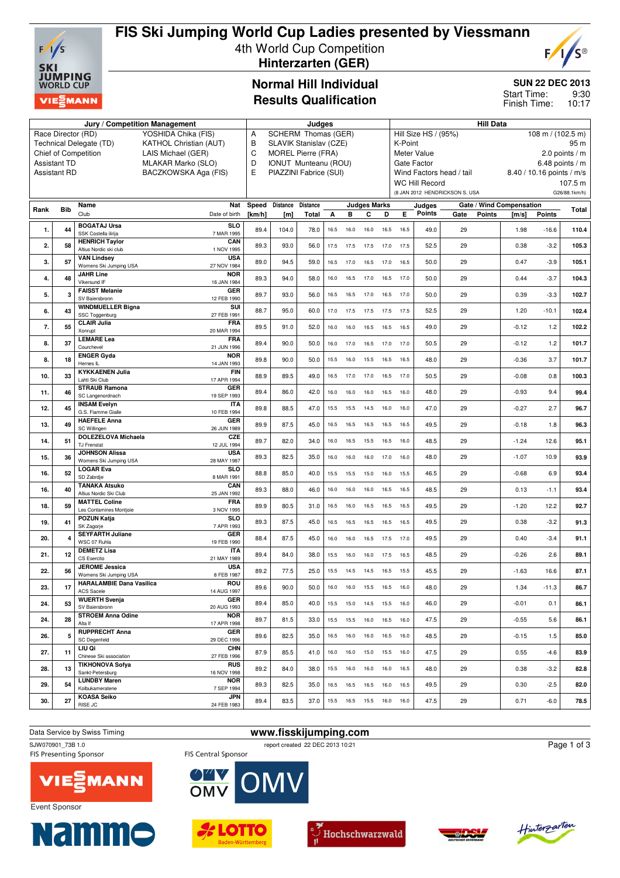# FIS Ski Jumping World Cup Ladies presented by Viessmann

4th World Cup Competition

**Hinterzarten (GER)**

## Normal Hill Individual
## Results Qualification

**SUN 22 DEC 2013**

Start Time: 9:30
Finish Time: 10:17

| Jury / Competition Management | | Judges | | Hill Data | |
|---|---|---|---|---|---|
| Race Director (RD) | YOSHIDA Chika (FIS) | A | SCHERM Thomas (GER) | Hill Size HS / (95%) | 108 m / (102.5 m) |
| Technical Delegate (TD) | KATHOL Christian (AUT) | B | SLAVIK Stanislav (CZE) | K-Point | 95 m |
| Chief of Competition | LAIS Michael (GER) | C | MOREL Pierre (FRA) | Meter Value | 2.0 points / m |
| Assistant TD | MLAKAR Marko (SLO) | D | IONUT Munteanu (ROU) | Gate Factor | 6.48 points / m |
| Assistant RD | BACZKOWSKA Aga (FIS) | E | PIAZZINI Fabrice (SUI) | Wind Factors head / tail | 8.40 / 10.16 points / m/s |
| | | | | WC Hill Record | 107.5 m |
| | | | | (8 JAN 2012 HENDRICKSON S. USA | G26/88.1km/h) |

| Rank | Bib | Name / Club | Nat / Date of birth | Speed [km/h] | Distance [m] | Distance Total | A | B | C | D | E | Judges Points | Gate | Gate Points | Wind [m/s] | Wind Points | Total |
|---|---|---|---|---|---|---|---|---|---|---|---|---|---|---|---|---|---|
| 1. | 44 | BOGATAJ Ursa / SSK Costella ilirija | SLO / 7 MAR 1995 | 89.4 | 104.0 | 78.0 | 16.5 | 16.0 | 16.0 | 16.5 | 16.5 | 49.0 | 29 | | 1.98 | -16.6 | 110.4 |
| 2. | 58 | HENRICH Taylor / Altius Nordic ski club | CAN / 1 NOV 1995 | 89.3 | 93.0 | 56.0 | 17.5 | 17.5 | 17.5 | 17.0 | 17.5 | 52.5 | 29 | | 0.38 | -3.2 | 105.3 |
| 3. | 57 | VAN Lindsey / Womens Ski Jumping USA | USA / 27 NOV 1984 | 89.0 | 94.5 | 59.0 | 16.5 | 17.0 | 16.5 | 17.0 | 16.5 | 50.0 | 29 | | 0.47 | -3.9 | 105.1 |
| 4. | 48 | JAHR Line / Vikersund IF | NOR / 16 JAN 1984 | 89.3 | 94.0 | 58.0 | 16.0 | 16.5 | 17.0 | 16.5 | 17.0 | 50.0 | 29 | | 0.44 | -3.7 | 104.3 |
| 5. | 3 | FAISST Melanie / SV Baiersbronn | GER / 12 FEB 1990 | 89.7 | 93.0 | 56.0 | 16.5 | 16.5 | 17.0 | 16.5 | 17.0 | 50.0 | 29 | | 0.39 | -3.3 | 102.7 |
| 6. | 43 | WINDMUELLER Bigna / SSC Toggenburg | SUI / 27 FEB 1991 | 88.7 | 95.0 | 60.0 | 17.0 | 17.5 | 17.5 | 17.5 | 17.5 | 52.5 | 29 | | 1.20 | -10.1 | 102.4 |
| 7. | 55 | CLAIR Julia / Xonrupt | FRA / 20 MAR 1994 | 89.5 | 91.0 | 52.0 | 16.0 | 16.0 | 16.5 | 16.5 | 16.5 | 49.0 | 29 | | -0.12 | 1.2 | 102.2 |
| 8. | 37 | LEMARE Lea / Courchevel | FRA / 21 JUN 1996 | 89.4 | 90.0 | 50.0 | 16.0 | 17.0 | 16.5 | 17.0 | 17.0 | 50.5 | 29 | | -0.12 | 1.2 | 101.7 |
| 8. | 18 | ENGER Gyda / Hernes IL | NOR / 14 JAN 1993 | 89.8 | 90.0 | 50.0 | 15.5 | 16.0 | 15.5 | 16.5 | 16.5 | 48.0 | 29 | | -0.36 | 3.7 | 101.7 |
| 10. | 33 | KYKKAENEN Julia / Lahti Ski Club | FIN / 17 APR 1994 | 88.9 | 89.5 | 49.0 | 16.5 | 17.0 | 17.0 | 16.5 | 17.0 | 50.5 | 29 | | -0.08 | 0.8 | 100.3 |
| 11. | 46 | STRAUB Ramona / SC Langenordnach | GER / 19 SEP 1993 | 89.4 | 86.0 | 42.0 | 16.0 | 16.0 | 16.0 | 16.5 | 16.0 | 48.0 | 29 | | -0.93 | 9.4 | 99.4 |
| 12. | 45 | INSAM Evelyn / G.S. Fiamme Gialle | ITA / 10 FEB 1994 | 89.8 | 88.5 | 47.0 | 15.5 | 15.5 | 14.5 | 16.0 | 16.0 | 47.0 | 29 | | -0.27 | 2.7 | 96.7 |
| 13. | 49 | HAEFELE Anna / SC Willingen | GER / 26 JUN 1989 | 89.9 | 87.5 | 45.0 | 16.5 | 16.5 | 16.5 | 16.5 | 16.5 | 49.5 | 29 | | -0.18 | 1.8 | 96.3 |
| 14. | 51 | DOLEZELOVA Michaela / TJ Frenstat | CZE / 12 JUL 1994 | 89.7 | 82.0 | 34.0 | 16.0 | 16.5 | 15.5 | 16.5 | 16.0 | 48.5 | 29 | | -1.24 | 12.6 | 95.1 |
| 15. | 36 | JOHNSON Alissa / Womens Ski Jumping USA | USA / 28 MAY 1987 | 89.3 | 82.5 | 35.0 | 16.0 | 16.0 | 16.0 | 17.0 | 16.0 | 48.0 | 29 | | -1.07 | 10.9 | 93.9 |
| 16. | 52 | LOGAR Eva / SD Zabrdje | SLO / 8 MAR 1991 | 88.8 | 85.0 | 40.0 | 15.5 | 15.5 | 15.0 | 16.0 | 15.5 | 46.5 | 29 | | -0.68 | 6.9 | 93.4 |
| 16. | 40 | TANAKA Atsuko / Altius Nordic Ski Club | CAN / 25 JAN 1992 | 89.3 | 88.0 | 46.0 | 16.0 | 16.0 | 16.0 | 16.5 | 16.5 | 48.5 | 29 | | 0.13 | -1.1 | 93.4 |
| 18. | 59 | MATTEL Coline / Les Contamines Montjoie | FRA / 3 NOV 1995 | 89.9 | 80.5 | 31.0 | 16.5 | 16.0 | 16.5 | 16.5 | 16.5 | 49.5 | 29 | | -1.20 | 12.2 | 92.7 |
| 19. | 41 | POZUN Katja / SK Zagorje | SLO / 7 APR 1993 | 89.3 | 87.5 | 45.0 | 16.5 | 16.5 | 16.5 | 16.5 | 16.5 | 49.5 | 29 | | 0.38 | -3.2 | 91.3 |
| 20. | 4 | SEYFARTH Juliane / WSC 07 Ruhla | GER / 19 FEB 1990 | 88.4 | 87.5 | 45.0 | 16.0 | 16.0 | 16.5 | 17.5 | 17.0 | 49.5 | 29 | | 0.40 | -3.4 | 91.1 |
| 21. | 12 | DEMETZ Lisa / CS Esercito | ITA / 21 MAY 1989 | 89.4 | 84.0 | 38.0 | 15.5 | 16.0 | 16.0 | 17.5 | 16.5 | 48.5 | 29 | | -0.26 | 2.6 | 89.1 |
| 22. | 56 | JEROME Jessica / Womens Ski Jumping USA | USA / 8 FEB 1987 | 89.2 | 77.5 | 25.0 | 15.5 | 14.5 | 14.5 | 16.5 | 15.5 | 45.5 | 29 | | -1.63 | 16.6 | 87.1 |
| 23. | 17 | HARALAMBIE Dana Vasilica / ACS Sacele | ROU / 14 AUG 1997 | 89.6 | 90.0 | 50.0 | 16.0 | 16.0 | 15.5 | 16.5 | 16.0 | 48.0 | 29 | | 1.34 | -11.3 | 86.7 |
| 24. | 53 | WUERTH Svenja / SV Baiersbronn | GER / 20 AUG 1993 | 89.4 | 85.0 | 40.0 | 15.5 | 15.0 | 14.5 | 15.5 | 16.0 | 46.0 | 29 | | -0.01 | 0.1 | 86.1 |
| 24. | 28 | STROEM Anna Odine / Alta If | NOR / 17 APR 1998 | 89.7 | 81.5 | 33.0 | 15.5 | 15.5 | 16.0 | 16.5 | 16.0 | 47.5 | 29 | | -0.55 | 5.6 | 86.1 |
| 26. | 5 | RUPPRECHT Anna / SC Degenfeld | GER / 29 DEC 1996 | 89.6 | 82.5 | 35.0 | 16.5 | 16.0 | 16.0 | 16.5 | 16.0 | 48.5 | 29 | | -0.15 | 1.5 | 85.0 |
| 27. | 11 | LIU Qi / Chinese Ski association | CHN / 27 FEB 1996 | 87.9 | 85.5 | 41.0 | 16.0 | 16.0 | 15.0 | 15.5 | 16.0 | 47.5 | 29 | | 0.55 | -4.6 | 83.9 |
| 28. | 13 | TIKHONOVA Sofya / Sankt-Petersburg | RUS / 16 NOV 1998 | 89.2 | 84.0 | 38.0 | 15.5 | 16.0 | 16.0 | 16.0 | 16.5 | 48.0 | 29 | | 0.38 | -3.2 | 82.8 |
| 29. | 54 | LUNDBY Maren / Kolbukameratene | NOR / 7 SEP 1994 | 89.3 | 82.5 | 35.0 | 16.5 | 16.5 | 16.5 | 16.0 | 16.5 | 49.5 | 29 | | 0.30 | -2.5 | 82.0 |
| 30. | 27 | KOASA Seiko / RISE JC | JPN / 24 FEB 1983 | 89.4 | 83.5 | 37.0 | 15.5 | 16.5 | 15.5 | 16.0 | 16.0 | 47.5 | 29 | | 0.71 | -6.0 | 78.5 |

Data Service by Swiss Timing

**www.fisskijumping.com**

SJW070901_73B 1.0 report created 22 DEC 2013 10:21

FIS Presenting Sponsor

FIS Central Sponsor

Event Sponsor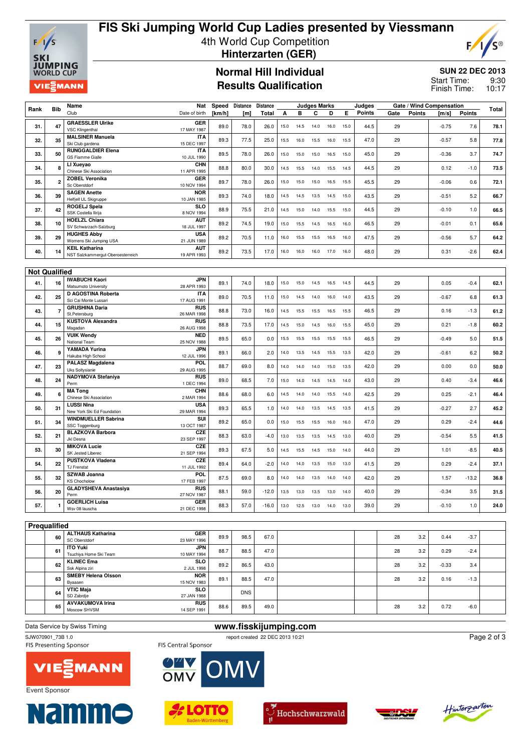# FIS Ski Jumping World Cup Ladies presented by Viessmann

4th World Cup Competition

**Hinterzarten (GER)**

## Normal Hill Individual
## Results Qualification

**SUN 22 DEC 2013**

Start Time: 9:30

Finish Time: 10:17

| Rank | Bib | Name / Club | Nat / Date of birth | Speed [km/h] | Distance [m] | Distance Total | A | B | C | D | E | Judges Points | Gate | Gate Points | Wind [m/s] | Wind Points | Total |
|---|---|---|---|---|---|---|---|---|---|---|---|---|---|---|---|---|---|
| 31. | 47 | GRAESSLER Ulrike / VSC Klingenthal | GER / 17 MAY 1987 | 89.0 | 78.0 | 26.0 | 15.0 | 14.5 | 14.0 | 16.0 | 15.0 | 44.5 | 29 | | -0.75 | 7.6 | 78.1 |
| 32. | 35 | MALSINER Manuela / Ski Club gardena | ITA / 15 DEC 1997 | 89.3 | 77.5 | 25.0 | 15.5 | 16.0 | 15.5 | 16.0 | 15.5 | 47.0 | 29 | | -0.57 | 5.8 | 77.8 |
| 33. | 50 | RUNGGALDIER Elena / GS Fiamme Gialle | ITA / 10 JUL 1990 | 89.5 | 78.0 | 26.0 | 15.0 | 15.0 | 15.0 | 16.5 | 15.0 | 45.0 | 29 | | -0.36 | 3.7 | 74.7 |
| 34. | 8 | LI Xueyao / Chinese Ski Association | CHN / 11 APR 1995 | 88.8 | 80.0 | 30.0 | 14.5 | 15.5 | 14.0 | 15.5 | 14.5 | 44.5 | 29 | | 0.12 | -1.0 | 73.5 |
| 35. | 2 | ZOBEL Veronika / Sc Oberstdorf | GER / 10 NOV 1994 | 89.7 | 78.0 | 26.0 | 15.0 | 15.0 | 15.0 | 16.5 | 15.5 | 45.5 | 29 | | -0.06 | 0.6 | 72.1 |
| 36. | 39 | SAGEN Anette / Helfjell UL Skigruppe | NOR / 10 JAN 1985 | 89.3 | 74.0 | 18.0 | 14.5 | 14.5 | 13.5 | 14.5 | 15.0 | 43.5 | 29 | | -0.51 | 5.2 | 66.7 |
| 37. | 42 | ROGELJ Spela / SSK Costella Ilirija | SLO / 8 NOV 1994 | 88.9 | 75.5 | 21.0 | 14.5 | 15.0 | 14.0 | 15.5 | 15.0 | 44.5 | 29 | | -0.10 | 1.0 | 66.5 |
| 38. | 10 | HOELZL Chiara / SV Schwarzach-Salzburg | AUT / 18 JUL 1997 | 89.2 | 74.5 | 19.0 | 15.0 | 15.5 | 14.5 | 16.5 | 16.0 | 46.5 | 29 | | -0.01 | 0.1 | 65.6 |
| 39. | 29 | HUGHES Abby / Womens Ski Jumping USA | USA / 21 JUN 1989 | 89.2 | 70.5 | 11.0 | 16.0 | 15.5 | 15.5 | 16.5 | 16.0 | 47.5 | 29 | | -0.56 | 5.7 | 64.2 |
| 40. | 14 | KEIL Katharina / NST Salzkammergut-Oberoesterreich | AUT / 19 APR 1993 | 89.2 | 73.5 | 17.0 | 16.0 | 16.0 | 16.0 | 17.0 | 16.0 | 48.0 | 29 | | 0.31 | -2.6 | 62.4 |

## Not Qualified

| Rank | Bib | Name / Club | Nat / Date of birth | Speed [km/h] | Distance [m] | Distance Total | A | B | C | D | E | Judges Points | Gate | Gate Points | Wind [m/s] | Wind Points | Total |
|---|---|---|---|---|---|---|---|---|---|---|---|---|---|---|---|---|---|
| 41. | 16 | IWABUCHI Kaori / Matsumoto University | JPN / 28 APR 1993 | 89.1 | 74.0 | 18.0 | 15.0 | 15.0 | 14.5 | 16.5 | 14.5 | 44.5 | 29 | | 0.05 | -0.4 | 62.1 |
| 42. | 25 | D AGOSTINA Roberta / Sci Cai Monte Lussari | ITA / 17 AUG 1991 | 89.0 | 70.5 | 11.0 | 15.0 | 14.5 | 14.0 | 16.0 | 14.0 | 43.5 | 29 | | -0.67 | 6.8 | 61.3 |
| 43. | 7 | GRUSHINA Daria / St.Petersburg | RUS / 26 MAR 1998 | 88.8 | 73.0 | 16.0 | 14.5 | 15.5 | 15.5 | 16.5 | 15.5 | 46.5 | 29 | | 0.16 | -1.3 | 61.2 |
| 44. | 15 | KUSTOVA Alexandra / Magadan | RUS / 26 AUG 1998 | 88.8 | 73.5 | 17.0 | 14.5 | 15.0 | 14.5 | 16.0 | 15.5 | 45.0 | 29 | | 0.21 | -1.8 | 60.2 |
| 45. | 26 | VUIK Wendy / National Team | NED / 25 NOV 1988 | 89.5 | 65.0 | 0.0 | 15.5 | 15.5 | 15.5 | 15.5 | 15.5 | 46.5 | 29 | | -0.49 | 5.0 | 51.5 |
| 46. | 9 | YAMADA Yurina / Hakuba High School | JPN / 12 JUL 1996 | 89.1 | 66.0 | 2.0 | 14.0 | 13.5 | 14.5 | 15.5 | 13.5 | 42.0 | 29 | | -0.61 | 6.2 | 50.2 |
| 47. | 23 | PALASZ Magdalena / Uks Soltysianie | POL / 29 AUG 1995 | 88.7 | 69.0 | 8.0 | 14.0 | 14.0 | 14.0 | 15.0 | 13.5 | 42.0 | 29 | | 0.00 | 0.0 | 50.0 |
| 48. | 24 | NADYMOVA Stefaniya / Perm | RUS / 1 DEC 1994 | 89.0 | 68.5 | 7.0 | 15.0 | 14.0 | 14.5 | 14.5 | 14.0 | 43.0 | 29 | | 0.40 | -3.4 | 46.6 |
| 49. | 6 | MA Tong / Chinese Ski Association | CHN / 2 MAR 1994 | 88.6 | 68.0 | 6.0 | 14.5 | 14.0 | 14.0 | 15.5 | 14.0 | 42.5 | 29 | | 0.25 | -2.1 | 46.4 |
| 50. | 31 | LUSSI Nina / New York Ski Ed Foundation | USA / 29 MAR 1994 | 89.3 | 65.5 | 1.0 | 14.0 | 14.0 | 13.5 | 14.5 | 13.5 | 41.5 | 29 | | -0.27 | 2.7 | 45.2 |
| 51. | 34 | WINDMUELLER Sabrina / SSC Toggenburg | SUI / 13 OCT 1987 | 89.2 | 65.0 | 0.0 | 15.0 | 15.5 | 15.5 | 16.0 | 16.0 | 47.0 | 29 | | 0.29 | -2.4 | 44.6 |
| 52. | 21 | BLAZKOVA Barbora / Jkl Desna | CZE / 23 SEP 1997 | 88.3 | 63.0 | -4.0 | 13.0 | 13.5 | 13.5 | 14.5 | 13.0 | 40.0 | 29 | | -0.54 | 5.5 | 41.5 |
| 53. | 30 | MIKOVA Lucie / SK Jested Liberec | CZE / 21 SEP 1994 | 89.3 | 67.5 | 5.0 | 14.5 | 15.5 | 14.5 | 15.0 | 14.0 | 44.0 | 29 | | 1.01 | -8.5 | 40.5 |
| 54. | 22 | PUSTKOVA Vladena / TJ Frenstat | CZE / 11 JUL 1992 | 89.4 | 64.0 | -2.0 | 14.0 | 14.0 | 13.5 | 15.0 | 13.0 | 41.5 | 29 | | 0.29 | -2.4 | 37.1 |
| 55. | 32 | SZWAB Joanna / KS Chocholow | POL / 17 FEB 1997 | 87.5 | 69.0 | 8.0 | 14.0 | 14.0 | 13.5 | 14.0 | 14.0 | 42.0 | 29 | | 1.57 | -13.2 | 36.8 |
| 56. | 20 | GLADYSHEVA Anastasiya / Perm | RUS / 27 NOV 1987 | 88.1 | 59.0 | -12.0 | 13.5 | 13.0 | 13.5 | 13.0 | 14.0 | 40.0 | 29 | | -0.34 | 3.5 | 31.5 |
| 57. | 1 | GOERLICH Luisa / Wsv 08 lauscha | GER / 21 DEC 1998 | 88.3 | 57.0 | -16.0 | 13.0 | 12.5 | 13.0 | 14.0 | 13.0 | 39.0 | 29 | | -0.10 | 1.0 | 24.0 |

## Prequalified

| Rank | Bib | Name / Club | Nat / Date of birth | Speed [km/h] | Distance [m] | Distance Total | A | B | C | D | E | Judges Points | Gate | Gate Points | Wind [m/s] | Wind Points | Total |
|---|---|---|---|---|---|---|---|---|---|---|---|---|---|---|---|---|---|
| | 60 | ALTHAUS Katharina / SC Oberstdorf | GER / 23 MAY 1996 | 89.9 | 98.5 | 67.0 | | | | | | | 28 | 3.2 | 0.44 | -3.7 | |
| | 61 | ITO Yuki / Tsuchiya Home Ski Team | JPN / 10 MAY 1994 | 88.7 | 88.5 | 47.0 | | | | | | | 28 | 3.2 | 0.29 | -2.4 | |
| | 62 | KLINEC Ema / Ssk Alpina ziri | SLO / 2 JUL 1998 | 89.2 | 86.5 | 43.0 | | | | | | | 28 | 3.2 | -0.33 | 3.4 | |
| | 63 | SMEBY Helena Olsson / Byaasen | NOR / 15 NOV 1983 | 89.1 | 88.5 | 47.0 | | | | | | | 28 | 3.2 | 0.16 | -1.3 | |
| | 64 | VTIC Maja / SD Zabrdje | SLO / 27 JAN 1988 | | DNS | | | | | | | | | | | | |
| | 65 | AVVAKUMOVA Irina / Moscow SHVSM | RUS / 14 SEP 1991 | 88.6 | 89.5 | 49.0 | | | | | | | 28 | 3.2 | 0.72 | -6.0 | |

Data Service by Swiss Timing

www.fisskijumping.com

SJW070901_73B 1.0

report created 22 DEC 2013 10:21

FIS Presenting Sponsor

FIS Central Sponsor

Event Sponsor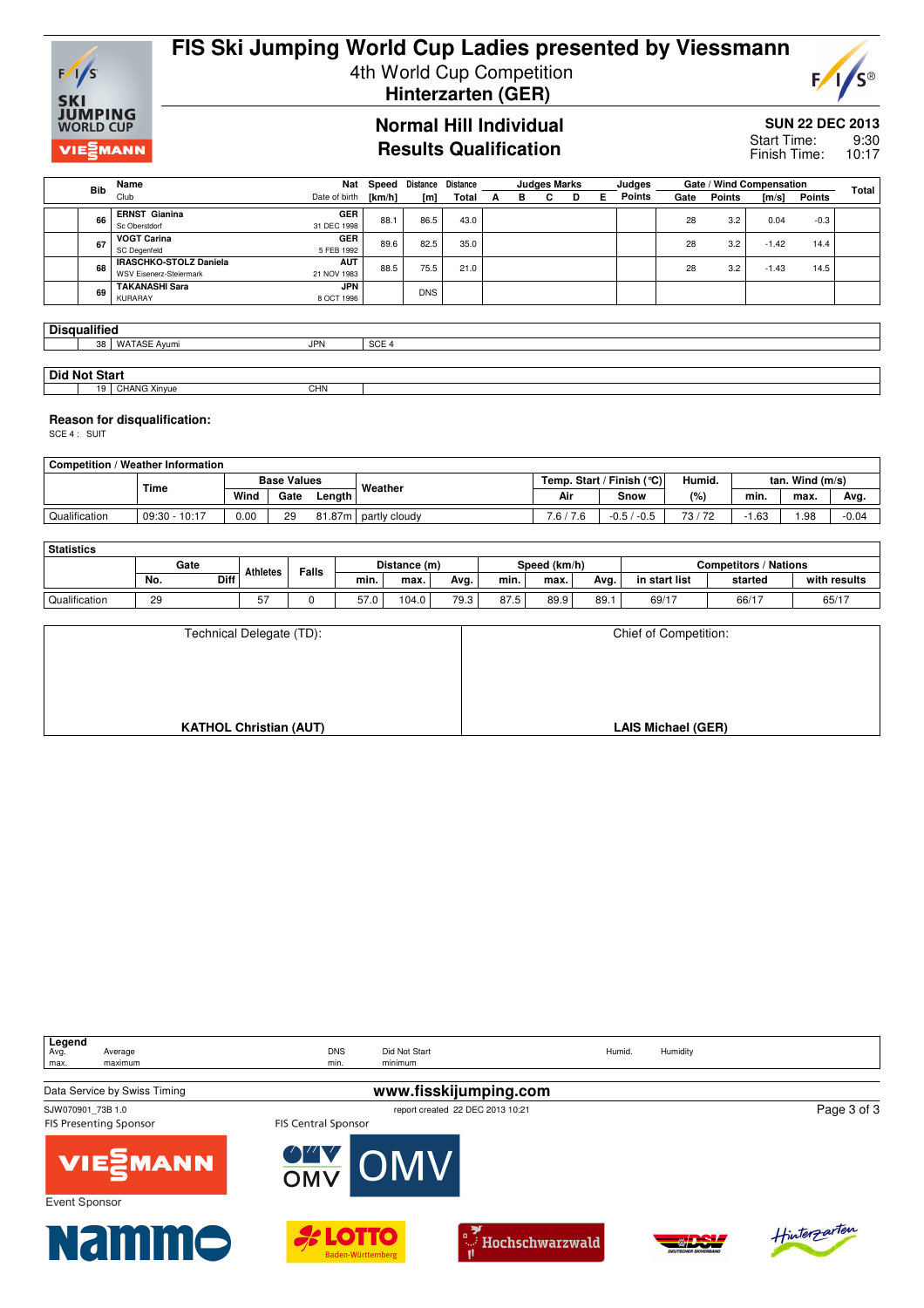# FIS Ski Jumping World Cup Ladies presented by Viessmann

4th World Cup Competition

**Hinterzarten (GER)**

## Normal Hill Individual
## Results Qualification

**SUN 22 DEC 2013**

Start Time: 9:30

Finish Time: 10:17

| Bib | Name / Club | Nat / Date of birth | Speed [km/h] | Distance [m] | Distance Total | A | B | C | D | E | Judges Points | Gate | Points | [m/s] | Points | Total |
|---|---|---|---|---|---|---|---|---|---|---|---|---|---|---|---|---|
| 66 | ERNST Gianina / Sc Oberstdorf | GER / 31 DEC 1998 | 88.1 | 86.5 | 43.0 | | | | | | | 28 | 3.2 | 0.04 | -0.3 | |
| 67 | VOGT Carina / SC Degenfeld | GER / 5 FEB 1992 | 89.6 | 82.5 | 35.0 | | | | | | | 28 | 3.2 | -1.42 | 14.4 | |
| 68 | IRASCHKO-STOLZ Daniela / WSV Eisenerz-Steiermark | AUT / 21 NOV 1983 | 88.5 | 75.5 | 21.0 | | | | | | | 28 | 3.2 | -1.43 | 14.5 | |
| 69 | TAKANASHI Sara / KURARAY | JPN / 8 OCT 1996 | | DNS | | | | | | | | | | | | |

**Disqualified**

| | | | |
|---|---|---|---|
| 38 | WATASE Ayumi | JPN | SCE 4 |

**Did Not Start**

| | | |
|---|---|---|
| 19 | CHANG Xinyue | CHN |

**Reason for disqualification:**

SCE 4 : SUIT

**Competition / Weather Information**

| | Time | Base Values Wind | Gate | Length | Weather | Temp. Start / Finish (°C) Air | Snow | Humid. (%) | tan. Wind (m/s) min. | max. | Avg. |
|---|---|---|---|---|---|---|---|---|---|---|---|
| Qualification | 09:30 - 10:17 | 0.00 | 29 | 81.87m | partly cloudy | 7.6 / 7.6 | -0.5 / -0.5 | 73 / 72 | -1.63 | 1.98 | -0.04 |

**Statistics**

| | Gate No. | Diff | Athletes | Falls | Distance (m) min. | max. | Avg. | Speed (km/h) min. | max. | Avg. | Competitors / Nations in start list | started | with results |
|---|---|---|---|---|---|---|---|---|---|---|---|---|---|
| Qualification | 29 | | 57 | 0 | 57.0 | 104.0 | 79.3 | 87.5 | 89.9 | 89.1 | 69/17 | 66/17 | 65/17 |

| Technical Delegate (TD): | Chief of Competition: |
|---|---|
| KATHOL Christian (AUT) | LAIS Michael (GER) |

**Legend**

| | | | | | |
|---|---|---|---|---|---|
| Avg. | Average | DNS | Did Not Start | Humid. | Humidity |
| max. | maximum | min. | minimum | | |

Data Service by Swiss Timing

www.fisskijumping.com

SJW070901_73B 1.0

report created 22 DEC 2013 10:21

FIS Presenting Sponsor

FIS Central Sponsor

Event Sponsor